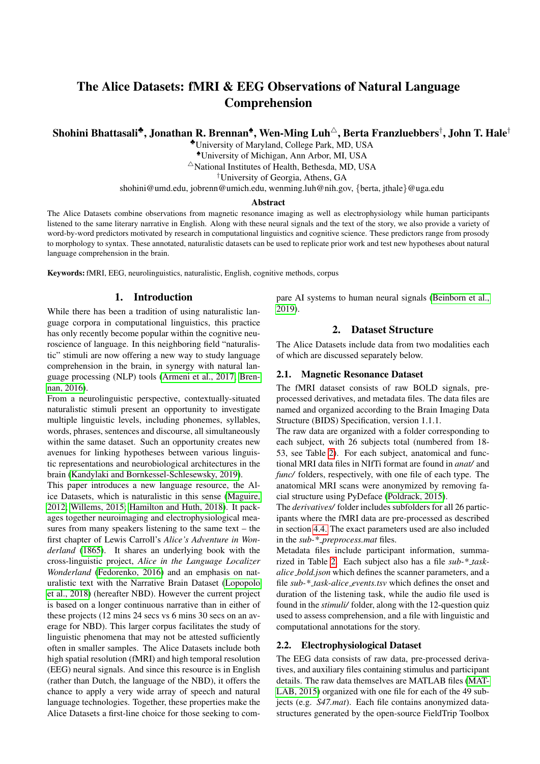# The Alice Datasets: fMRI & EEG Observations of Natural Language Comprehension

**Shohini Bhattasali[♣], Jonathan R. Brennan[♠], Wen-Ming Luh[△], Berta Franzluebbers[†], John T. Hale[†]**

[♣]University of Maryland, College Park, MD, USA
[♠]University of Michigan, Ann Arbor, MI, USA
[△]National Institutes of Health, Bethesda, MD, USA
[†]University of Georgia, Athens, GA

shohini@umd.edu, jobrenn@umich.edu, wenming.luh@nih.gov, {berta, jthale}@uga.edu

## Abstract

The Alice Datasets combine observations from magnetic resonance imaging as well as electrophysiology while human participants listened to the same literary narrative in English. Along with these neural signals and the text of the story, we also provide a variety of word-by-word predictors motivated by research in computational linguistics and cognitive science. These predictors range from prosody to morphology to syntax. These annotated, naturalistic datasets can be used to replicate prior work and test new hypotheses about natural language comprehension in the brain.

**Keywords:** fMRI, EEG, neurolinguistics, naturalistic, English, cognitive methods, corpus

## 1. Introduction

While there has been a tradition of using naturalistic language corpora in computational linguistics, this practice has only recently become popular within the cognitive neuroscience of language. In this neighboring field "naturalistic" stimuli are now offering a new way to study language comprehension in the brain, in synergy with natural language processing (NLP) tools (Armeni et al., 2017; Brennan, 2016).

From a neurolinguistic perspective, contextually-situated naturalistic stimuli present an opportunity to investigate multiple linguistic levels, including phonemes, syllables, words, phrases, sentences and discourse, all simultaneously within the same dataset. Such an opportunity creates new avenues for linking hypotheses between various linguistic representations and neurobiological architectures in the brain (Kandylaki and Bornkessel-Schlesewsky, 2019).

This paper introduces a new language resource, the Alice Datasets, which is naturalistic in this sense (Maguire, 2012; Willems, 2015; Hamilton and Huth, 2018). It packages together neuroimaging and electrophysiological measures from many speakers listening to the same text – the first chapter of Lewis Carroll's *Alice's Adventure in Wonderland* (1865). It shares an underlying book with the cross-linguistic project, *Alice in the Language Localizer Wonderland* (Fedorenko, 2016) and an emphasis on naturalistic text with the Narrative Brain Dataset (Lopopolo et al., 2018) (hereafter NBD). However the current project is based on a longer continuous narrative than in either of these projects (12 mins 24 secs vs 6 mins 30 secs on an average for NBD). This larger corpus facilitates the study of linguistic phenomena that may not be attested sufficiently often in smaller samples. The Alice Datasets include both high spatial resolution (fMRI) and high temporal resolution (EEG) neural signals. And since this resource is in English (rather than Dutch, the language of the NBD), it offers the chance to apply a very wide array of speech and natural language technologies. Together, these properties make the Alice Datasets a first-line choice for those seeking to compare AI systems to human neural signals (Beinborn et al., 2019).

## 2. Dataset Structure

The Alice Datasets include data from two modalities each of which are discussed separately below.

### 2.1. Magnetic Resonance Dataset

The fMRI dataset consists of raw BOLD signals, pre-processed derivatives, and metadata files. The data files are named and organized according to the Brain Imaging Data Structure (BIDS) Specification, version 1.1.1.

The raw data are organized with a folder corresponding to each subject, with 26 subjects total (numbered from 18-53, see Table 2). For each subject, anatomical and functional MRI data files in NIfTi format are found in *anat/* and *func/* folders, respectively, with one file of each type. The anatomical MRI scans were anonymized by removing facial structure using PyDeface (Poldrack, 2015).

The *derivatives/* folder includes subfolders for all 26 participants where the fMRI data are pre-processed as described in section 4.4. The exact parameters used are also included in the *sub-*_preprocess.mat* files.

Metadata files include participant information, summarized in Table 2. Each subject also has a file *sub-*_task-alice_bold.json* which defines the scanner parameters, and a file *sub-*_task-alice_events.tsv* which defines the onset and duration of the listening task, while the audio file used is found in the *stimuli/* folder, along with the 12-question quiz used to assess comprehension, and a file with linguistic and computational annotations for the story.

### 2.2. Electrophysiological Dataset

The EEG data consists of raw data, pre-processed derivatives, and auxiliary files containing stimulus and participant details. The raw data themselves are MATLAB files (MATLAB, 2015) organized with one file for each of the 49 subjects (e.g. *S47.mat*). Each file contains anonymized datastructures generated by the open-source FieldTrip Toolbox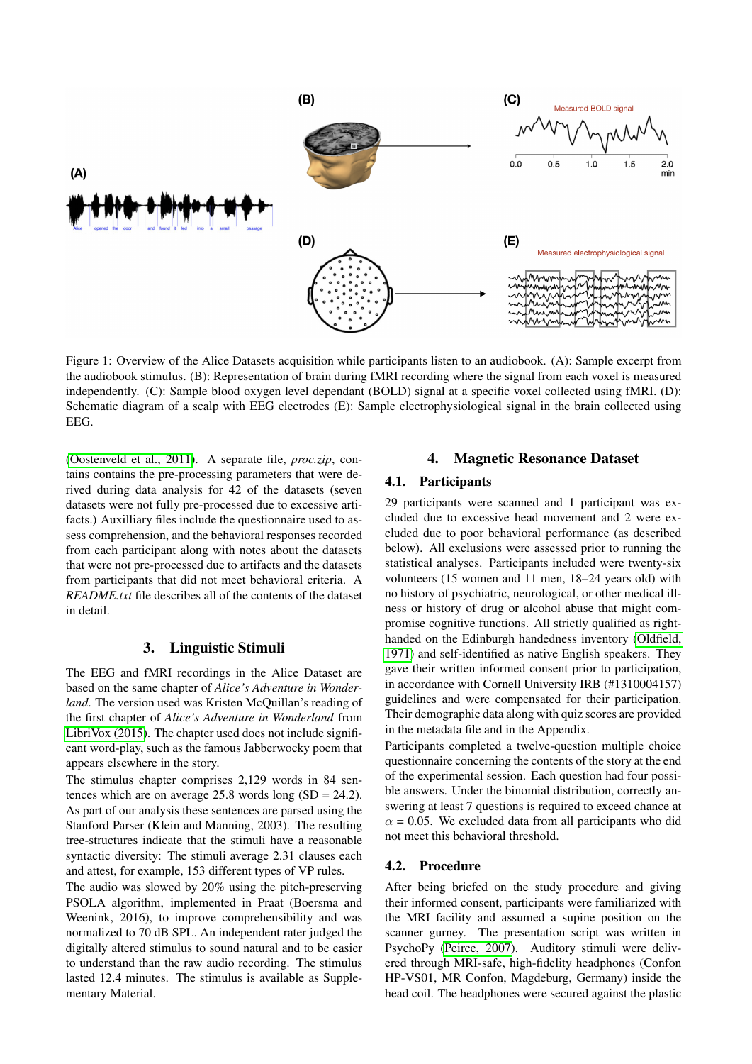Figure 1: Overview of the Alice Datasets acquisition while participants listen to an audiobook. (A): Sample excerpt from the audiobook stimulus. (B): Representation of brain during fMRI recording where the signal from each voxel is measured independently. (C): Sample blood oxygen level dependant (BOLD) signal at a specific voxel collected using fMRI. (D): Schematic diagram of a scalp with EEG electrodes (E): Sample electrophysiological signal in the brain collected using EEG.

(Oostenveld et al., 2011). A separate file, *proc.zip*, contains contains the pre-processing parameters that were derived during data analysis for 42 of the datasets (seven datasets were not fully pre-processed due to excessive artifacts.) Auxilliary files include the questionnaire used to assess comprehension, and the behavioral responses recorded from each participant along with notes about the datasets that were not pre-processed due to artifacts and the datasets from participants that did not meet behavioral criteria. A *README.txt* file describes all of the contents of the dataset in detail.

## 3. Linguistic Stimuli

The EEG and fMRI recordings in the Alice Dataset are based on the same chapter of *Alice's Adventure in Wonderland*. The version used was Kristen McQuillan's reading of the first chapter of *Alice's Adventure in Wonderland* from LibriVox (2015). The chapter used does not include significant word-play, such as the famous Jabberwocky poem that appears elsewhere in the story.

The stimulus chapter comprises 2,129 words in 84 sentences which are on average 25.8 words long (SD = 24.2). As part of our analysis these sentences are parsed using the Stanford Parser (Klein and Manning, 2003). The resulting tree-structures indicate that the stimuli have a reasonable syntactic diversity: The stimuli average 2.31 clauses each and attest, for example, 153 different types of VP rules.

The audio was slowed by 20% using the pitch-preserving PSOLA algorithm, implemented in Praat (Boersma and Weenink, 2016), to improve comprehensibility and was normalized to 70 dB SPL. An independent rater judged the digitally altered stimulus to sound natural and to be easier to understand than the raw audio recording. The stimulus lasted 12.4 minutes. The stimulus is available as Supplementary Material.

## 4. Magnetic Resonance Dataset

### 4.1. Participants

29 participants were scanned and 1 participant was excluded due to excessive head movement and 2 were excluded due to poor behavioral performance (as described below). All exclusions were assessed prior to running the statistical analyses. Participants included were twenty-six volunteers (15 women and 11 men, 18–24 years old) with no history of psychiatric, neurological, or other medical illness or history of drug or alcohol abuse that might compromise cognitive functions. All strictly qualified as right-handed on the Edinburgh handedness inventory (Oldfield, 1971) and self-identified as native English speakers. They gave their written informed consent prior to participation, in accordance with Cornell University IRB (#1310004157) guidelines and were compensated for their participation. Their demographic data along with quiz scores are provided in the metadata file and in the Appendix.

Participants completed a twelve-question multiple choice questionnaire concerning the contents of the story at the end of the experimental session. Each question had four possible answers. Under the binomial distribution, correctly answering at least 7 questions is required to exceed chance at $\alpha = 0.05$. We excluded data from all participants who did not meet this behavioral threshold.

### 4.2. Procedure

After being briefed on the study procedure and giving their informed consent, participants were familiarized with the MRI facility and assumed a supine position on the scanner gurney. The presentation script was written in PsychoPy (Peirce, 2007). Auditory stimuli were delivered through MRI-safe, high-fidelity headphones (Confon HP-VS01, MR Confon, Magdeburg, Germany) inside the head coil. The headphones were secured against the plastic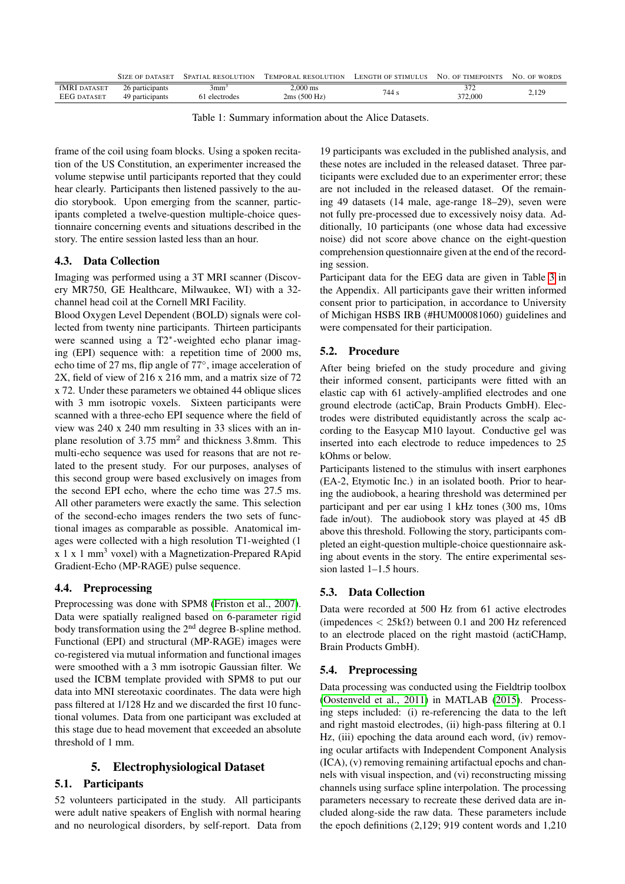| | Size of dataset | Spatial resolution | Temporal resolution | Length of stimulus | No. of timepoints | No. of words |
|---|---|---|---|---|---|---|
| fMRI dataset | 26 participants | $3mm^3$ | 2,000 ms | 744 s | 372 | 2,129 |
| EEG dataset | 49 participants | 61 electrodes | 2ms (500 Hz) | | 372,000 | |

Table 1: Summary information about the Alice Datasets.

frame of the coil using foam blocks. Using a spoken recitation of the US Constitution, an experimenter increased the volume stepwise until participants reported that they could hear clearly. Participants then listened passively to the audio storybook. Upon emerging from the scanner, participants completed a twelve-question multiple-choice questionnaire concerning events and situations described in the story. The entire session lasted less than an hour.

### 4.3. Data Collection

Imaging was performed using a 3T MRI scanner (Discovery MR750, GE Healthcare, Milwaukee, WI) with a 32-channel head coil at the Cornell MRI Facility.

Blood Oxygen Level Dependent (BOLD) signals were collected from twenty nine participants. Thirteen participants were scanned using a $T2^*$-weighted echo planar imaging (EPI) sequence with: a repetition time of 2000 ms, echo time of 27 ms, flip angle of 77°, image acceleration of 2X, field of view of 216 x 216 mm, and a matrix size of 72 x 72. Under these parameters we obtained 44 oblique slices with 3 mm isotropic voxels. Sixteen participants were scanned with a three-echo EPI sequence where the field of view was 240 x 240 mm resulting in 33 slices with an in-plane resolution of 3.75 $mm^2$ and thickness 3.8mm. This multi-echo sequence was used for reasons that are not related to the present study. For our purposes, analyses of this second group were based exclusively on images from the second EPI echo, where the echo time was 27.5 ms. All other parameters were exactly the same. This selection of the second-echo images renders the two sets of functional images as comparable as possible. Anatomical images were collected with a high resolution T1-weighted (1 x 1 x 1 $mm^3$ voxel) with a Magnetization-Prepared RApid Gradient-Echo (MP-RAGE) pulse sequence.

### 4.4. Preprocessing

Preprocessing was done with SPM8 (Friston et al., 2007). Data were spatially realigned based on 6-parameter rigid body transformation using the $2^{nd}$ degree B-spline method. Functional (EPI) and structural (MP-RAGE) images were co-registered via mutual information and functional images were smoothed with a 3 mm isotropic Gaussian filter. We used the ICBM template provided with SPM8 to put our data into MNI stereotaxic coordinates. The data were high pass filtered at 1/128 Hz and we discarded the first 10 functional volumes. Data from one participant was excluded at this stage due to head movement that exceeded an absolute threshold of 1 mm.

## 5. Electrophysiological Dataset

### 5.1. Participants

52 volunteers participated in the study. All participants were adult native speakers of English with normal hearing and no neurological disorders, by self-report. Data from 19 participants was excluded in the published analysis, and these notes are included in the released dataset. Three participants were excluded due to an experimenter error; these are not included in the released dataset. Of the remaining 49 datasets (14 male, age-range 18–29), seven were not fully pre-processed due to excessively noisy data. Additionally, 10 participants (one whose data had excessive noise) did not score above chance on the eight-question comprehension questionnaire given at the end of the recording session.

Participant data for the EEG data are given in Table 3 in the Appendix. All participants gave their written informed consent prior to participation, in accordance to University of Michigan HSBS IRB (#HUM00081060) guidelines and were compensated for their participation.

### 5.2. Procedure

After being briefed on the study procedure and giving their informed consent, participants were fitted with an elastic cap with 61 actively-amplified electrodes and one ground electrode (actiCap, Brain Products GmbH). Electrodes were distributed equidistantly across the scalp according to the Easycap M10 layout. Conductive gel was inserted into each electrode to reduce impedences to 25 kOhms or below.

Participants listened to the stimulus with insert earphones (EA-2, Etymotic Inc.) in an isolated booth. Prior to hearing the audiobook, a hearing threshold was determined per participant and per ear using 1 kHz tones (300 ms, 10ms fade in/out). The audiobook story was played at 45 dB above this threshold. Following the story, participants completed an eight-question multiple-choice questionnaire asking about events in the story. The entire experimental session lasted 1–1.5 hours.

### 5.3. Data Collection

Data were recorded at 500 Hz from 61 active electrodes (impedences $< 25k\Omega$) between 0.1 and 200 Hz referenced to an electrode placed on the right mastoid (actiCHamp, Brain Products GmbH).

### 5.4. Preprocessing

Data processing was conducted using the Fieldtrip toolbox (Oostenveld et al., 2011) in MATLAB (2015). Processing steps included: (i) re-referencing the data to the left and right mastoid electrodes, (ii) high-pass filtering at 0.1 Hz, (iii) epoching the data around each word, (iv) removing ocular artifacts with Independent Component Analysis (ICA), (v) removing remaining artifactual epochs and channels with visual inspection, and (vi) reconstructing missing channels using surface spline interpolation. The processing parameters necessary to recreate these derived data are included along-side the raw data. These parameters include the epoch definitions (2,129; 919 content words and 1,210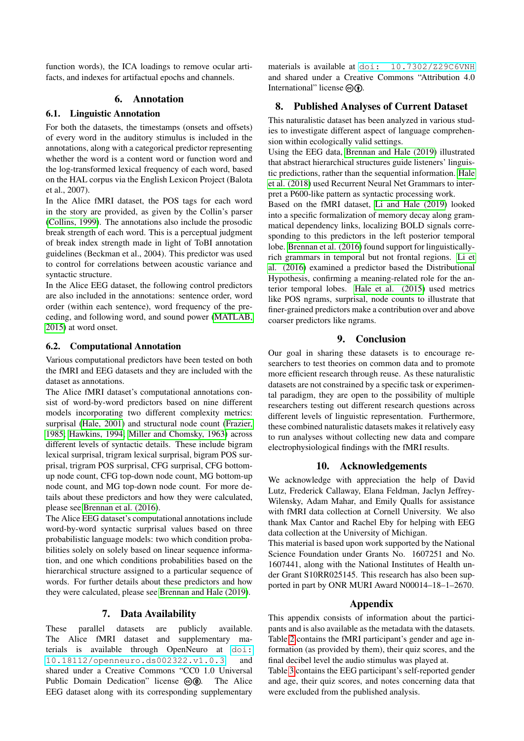function words), the ICA loadings to remove ocular artifacts, and indexes for artifactual epochs and channels.

## 6. Annotation

### 6.1. Linguistic Annotation

For both the datasets, the timestamps (onsets and offsets) of every word in the auditory stimulus is included in the annotations, along with a categorical predictor representing whether the word is a content word or function word and the log-transformed lexical frequency of each word, based on the HAL corpus via the English Lexicon Project (Balota et al., 2007).

In the Alice fMRI dataset, the POS tags for each word in the story are provided, as given by the Collin's parser (Collins, 1999). The annotations also include the prosodic break strength of each word. This is a perceptual judgment of break index strength made in light of ToBI annotation guidelines (Beckman et al., 2004). This predictor was used to control for correlations between acoustic variance and syntactic structure.

In the Alice EEG dataset, the following control predictors are also included in the annotations: sentence order, word order (within each sentence), word frequency of the preceding, and following word, and sound power (MATLAB, 2015) at word onset.

### 6.2. Computational Annotation

Various computational predictors have been tested on both the fMRI and EEG datasets and they are included with the dataset as annotations.

The Alice fMRI dataset's computational annotations consist of word-by-word predictors based on nine different models incorporating two different complexity metrics: surprisal (Hale, 2001) and structural node count (Frazier, 1985; Hawkins, 1994; Miller and Chomsky, 1963) across different levels of syntactic details. These include bigram lexical surprisal, trigram lexical surprisal, bigram POS surprisal, trigram POS surprisal, CFG surprisal, CFG bottom-up node count, CFG top-down node count, MG bottom-up node count, and MG top-down node count. For more details about these predictors and how they were calculated, please see Brennan et al. (2016).

The Alice EEG dataset's computational annotations include word-by-word syntactic surprisal values based on three probabilistic language models: two which condition probabilities solely on solely based on linear sequence information, and one which conditions probabilities based on the hierarchical structure assigned to a particular sequence of words. For further details about these predictors and how they were calculated, please see Brennan and Hale (2019).

## 7. Data Availability

These parallel datasets are publicly available. The Alice fMRI dataset and supplementary materials is available through OpenNeuro at doi: 10.18112/openneuro.ds002322.v1.0.3 and shared under a Creative Commons "CC0 1.0 Universal Public Domain Dedication" license. The Alice EEG dataset along with its corresponding supplementary materials is available at doi: 10.7302/Z29C6VNH and shared under a Creative Commons "Attribution 4.0 International" license.

## 8. Published Analyses of Current Dataset

This naturalistic dataset has been analyzed in various studies to investigate different aspect of language comprehension within ecologically valid settings.

Using the EEG data, Brennan and Hale (2019) illustrated that abstract hierarchical structures guide listeners' linguistic predictions, rather than the sequential information. Hale et al. (2018) used Recurrent Neural Net Grammars to interpret a P600-like pattern as syntactic processing work.

Based on the fMRI dataset, Li and Hale (2019) looked into a specific formalization of memory decay along grammatical dependency links, localizing BOLD signals corresponding to this predictors in the left posterior temporal lobe. Brennan et al. (2016) found support for linguistically-rich grammars in temporal but not frontal regions. Li et al. (2016) examined a predictor based the Distributional Hypothesis, confirming a meaning-related role for the anterior temporal lobes. Hale et al. (2015) used metrics like POS ngrams, surprisal, node counts to illustrate that finer-grained predictors make a contribution over and above coarser predictors like ngrams.

## 9. Conclusion

Our goal in sharing these datasets is to encourage researchers to test theories on common data and to promote more efficient research through reuse. As these naturalistic datasets are not constrained by a specific task or experimental paradigm, they are open to the possibility of multiple researchers testing out different research questions across different levels of linguistic representation. Furthermore, these combined naturalistic datasets makes it relatively easy to run analyses without collecting new data and compare electrophysiological findings with the fMRI results.

## 10. Acknowledgements

We acknowledge with appreciation the help of David Lutz, Frederick Callaway, Elana Feldman, Jaclyn Jeffrey-Wilensky, Adam Mahar, and Emily Qualls for assistance with fMRI data collection at Cornell University. We also thank Max Cantor and Rachel Eby for helping with EEG data collection at the University of Michigan.

This material is based upon work supported by the National Science Foundation under Grants No. 1607251 and No. 1607441, along with the National Institutes of Health under Grant S10RR025145. This research has also been supported in part by ONR MURI Award N00014–18–1–2670.

## Appendix

This appendix consists of information about the participants and is also available as the metadata with the datasets. Table 2 contains the fMRI participant's gender and age information (as provided by them), their quiz scores, and the final decibel level the audio stimulus was played at.

Table 3 contains the EEG participant's self-reported gender and age, their quiz scores, and notes concerning data that were excluded from the published analysis.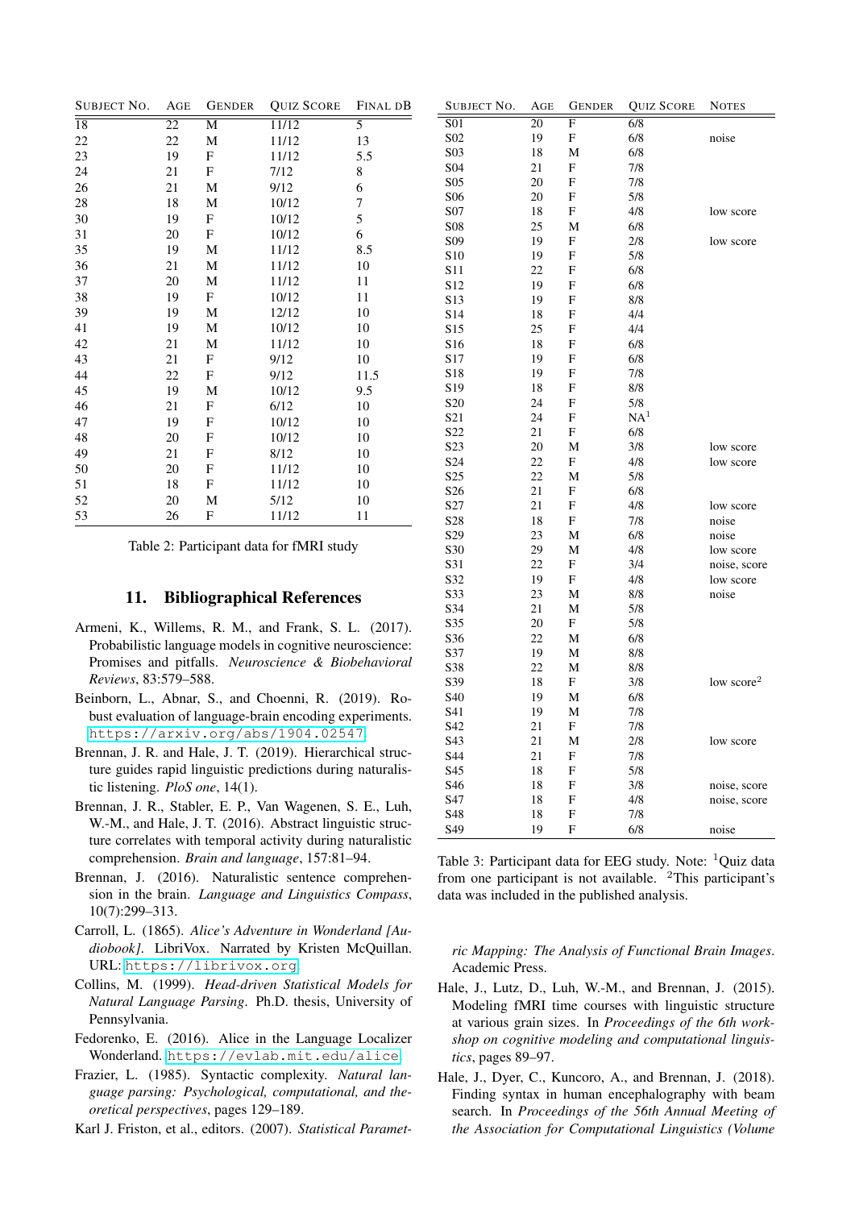| Subject No. | Age | Gender | Quiz Score | Final dB |
|---|---|---|---|---|
| 18 | 22 | M | 11/12 | 5 |
| 22 | 22 | M | 11/12 | 13 |
| 23 | 19 | F | 11/12 | 5.5 |
| 24 | 21 | F | 7/12 | 8 |
| 26 | 21 | M | 9/12 | 6 |
| 28 | 18 | M | 10/12 | 7 |
| 30 | 19 | F | 10/12 | 5 |
| 31 | 20 | F | 10/12 | 6 |
| 35 | 19 | M | 11/12 | 8.5 |
| 36 | 21 | M | 11/12 | 10 |
| 37 | 20 | M | 11/12 | 11 |
| 38 | 19 | F | 10/12 | 11 |
| 39 | 19 | M | 12/12 | 10 |
| 41 | 19 | M | 10/12 | 10 |
| 42 | 21 | M | 11/12 | 10 |
| 43 | 21 | F | 9/12 | 10 |
| 44 | 22 | F | 9/12 | 11.5 |
| 45 | 19 | M | 10/12 | 9.5 |
| 46 | 21 | F | 6/12 | 10 |
| 47 | 19 | F | 10/12 | 10 |
| 48 | 20 | F | 10/12 | 10 |
| 49 | 21 | F | 8/12 | 10 |
| 50 | 20 | F | 11/12 | 10 |
| 51 | 18 | F | 11/12 | 10 |
| 52 | 20 | M | 5/12 | 10 |
| 53 | 26 | F | 11/12 | 11 |

Table 2: Participant data for fMRI study

## 11. Bibliographical References

Armeni, K., Willems, R. M., and Frank, S. L. (2017). Probabilistic language models in cognitive neuroscience: Promises and pitfalls. *Neuroscience & Biobehavioral Reviews*, 83:579–588.

Beinborn, L., Abnar, S., and Choenni, R. (2019). Robust evaluation of language-brain encoding experiments. https://arxiv.org/abs/1904.02547.

Brennan, J. R. and Hale, J. T. (2019). Hierarchical structure guides rapid linguistic predictions during naturalistic listening. *PloS one*, 14(1).

Brennan, J. R., Stabler, E. P., Van Wagenen, S. E., Luh, W.-M., and Hale, J. T. (2016). Abstract linguistic structure correlates with temporal activity during naturalistic comprehension. *Brain and language*, 157:81–94.

Brennan, J. (2016). Naturalistic sentence comprehension in the brain. *Language and Linguistics Compass*, 10(7):299–313.

Carroll, L. (1865). *Alice's Adventure in Wonderland [Audiobook]*. LibriVox. Narrated by Kristen McQuillan. URL: https://librivox.org.

Collins, M. (1999). *Head-driven Statistical Models for Natural Language Parsing*. Ph.D. thesis, University of Pennsylvania.

Fedorenko, E. (2016). Alice in the Language Localizer Wonderland. https://evlab.mit.edu/alice.

Frazier, L. (1985). Syntactic complexity. *Natural language parsing: Psychological, computational, and theoretical perspectives*, pages 129–189.

Karl J. Friston, et al., editors. (2007). *Statistical Parametric Mapping: The Analysis of Functional Brain Images*. Academic Press.

Hale, J., Lutz, D., Luh, W.-M., and Brennan, J. (2015). Modeling fMRI time courses with linguistic structure at various grain sizes. In *Proceedings of the 6th workshop on cognitive modeling and computational linguistics*, pages 89–97.

Hale, J., Dyer, C., Kuncoro, A., and Brennan, J. (2018). Finding syntax in human encephalography with beam search. In *Proceedings of the 56th Annual Meeting of the Association for Computational Linguistics (Volume*

| Subject No. | Age | Gender | Quiz Score | Notes |
|---|---|---|---|---|
| S01 | 20 | F | 6/8 | |
| S02 | 19 | F | 6/8 | noise |
| S03 | 18 | M | 6/8 | |
| S04 | 21 | F | 7/8 | |
| S05 | 20 | F | 7/8 | |
| S06 | 20 | F | 5/8 | |
| S07 | 18 | F | 4/8 | low score |
| S08 | 25 | M | 6/8 | |
| S09 | 19 | F | 2/8 | low score |
| S10 | 19 | F | 5/8 | |
| S11 | 22 | F | 6/8 | |
| S12 | 19 | F | 6/8 | |
| S13 | 19 | F | 8/8 | |
| S14 | 18 | F | 4/4 | |
| S15 | 25 | F | 4/4 | |
| S16 | 18 | F | 6/8 | |
| S17 | 19 | F | 6/8 | |
| S18 | 19 | F | 7/8 | |
| S19 | 18 | F | 8/8 | |
| S20 | 24 | F | 5/8 | |
| S21 | 24 | F | NA[1] | |
| S22 | 21 | F | 6/8 | |
| S23 | 20 | M | 3/8 | low score |
| S24 | 22 | F | 4/8 | low score |
| S25 | 22 | M | 5/8 | |
| S26 | 21 | F | 6/8 | |
| S27 | 21 | F | 4/8 | low score |
| S28 | 18 | F | 7/8 | noise |
| S29 | 23 | M | 6/8 | noise |
| S30 | 29 | M | 4/8 | low score |
| S31 | 22 | F | 3/4 | noise, score |
| S32 | 19 | F | 4/8 | low score |
| S33 | 23 | M | 8/8 | noise |
| S34 | 21 | M | 5/8 | |
| S35 | 20 | F | 5/8 | |
| S36 | 22 | M | 6/8 | |
| S37 | 19 | M | 8/8 | |
| S38 | 22 | M | 8/8 | |
| S39 | 18 | F | 3/8 | low score[2] |
| S40 | 19 | M | 6/8 | |
| S41 | 19 | M | 7/8 | |
| S42 | 21 | F | 7/8 | |
| S43 | 21 | M | 2/8 | low score |
| S44 | 21 | F | 7/8 | |
| S45 | 18 | F | 5/8 | |
| S46 | 18 | F | 3/8 | noise, score |
| S47 | 18 | F | 4/8 | noise, score |
| S48 | 18 | F | 7/8 | |
| S49 | 19 | F | 6/8 | noise |

Table 3: Participant data for EEG study. Note: [1]Quiz data from one participant is not available. [2]This participant's data was included in the published analysis.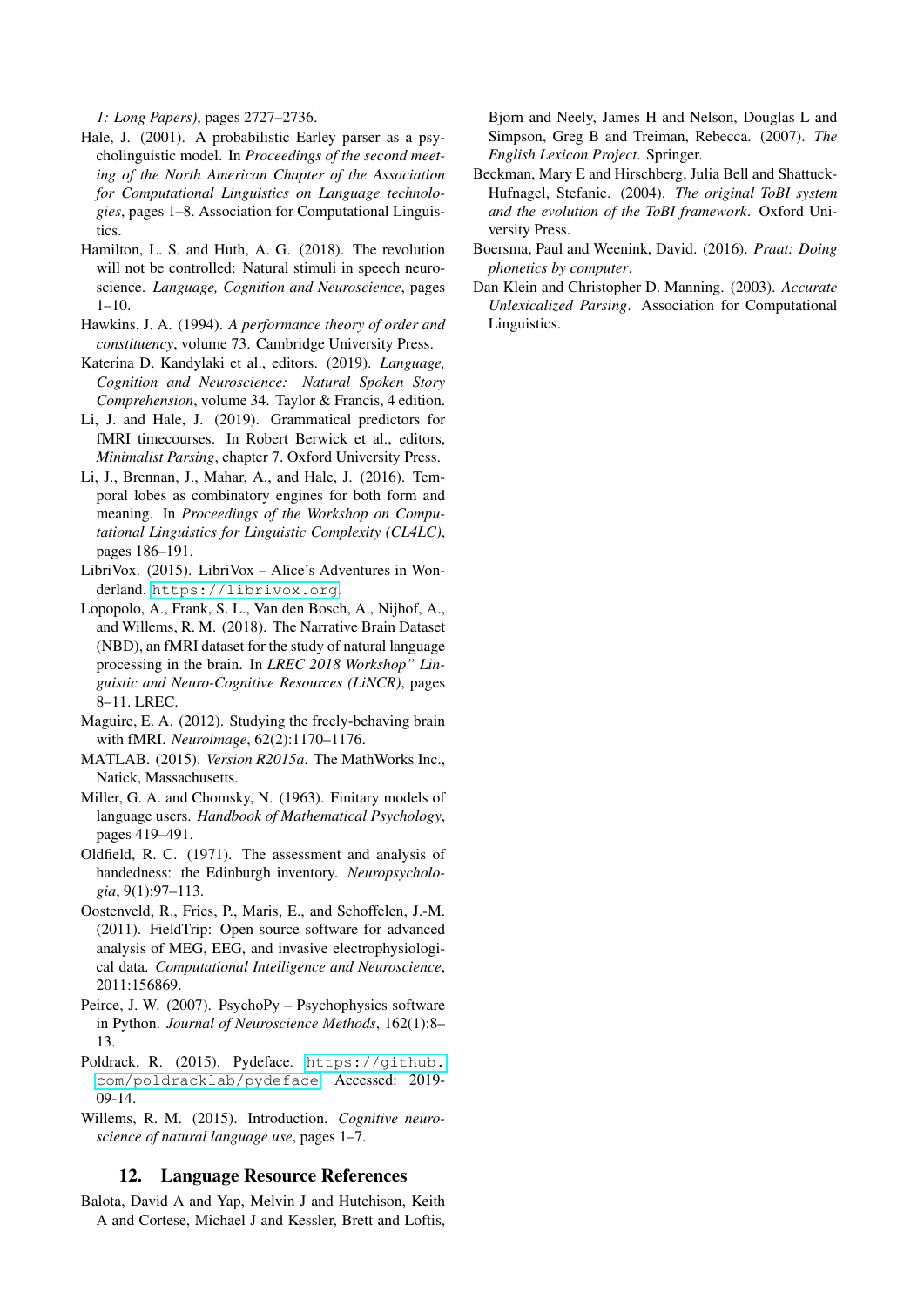*1: Long Papers)*, pages 2727–2736.

Hale, J. (2001). A probabilistic Earley parser as a psycholinguistic model. In *Proceedings of the second meeting of the North American Chapter of the Association for Computational Linguistics on Language technologies*, pages 1–8. Association for Computational Linguistics.

Hamilton, L. S. and Huth, A. G. (2018). The revolution will not be controlled: Natural stimuli in speech neuroscience. *Language, Cognition and Neuroscience*, pages 1–10.

Hawkins, J. A. (1994). *A performance theory of order and constituency*, volume 73. Cambridge University Press.

Katerina D. Kandylaki et al., editors. (2019). *Language, Cognition and Neuroscience: Natural Spoken Story Comprehension*, volume 34. Taylor & Francis, 4 edition.

Li, J. and Hale, J. (2019). Grammatical predictors for fMRI timecourses. In Robert Berwick et al., editors, *Minimalist Parsing*, chapter 7. Oxford University Press.

Li, J., Brennan, J., Mahar, A., and Hale, J. (2016). Temporal lobes as combinatory engines for both form and meaning. In *Proceedings of the Workshop on Computational Linguistics for Linguistic Complexity (CL4LC)*, pages 186–191.

LibriVox. (2015). LibriVox – Alice's Adventures in Wonderland. https://librivox.org.

Lopopolo, A., Frank, S. L., Van den Bosch, A., Nijhof, A., and Willems, R. M. (2018). The Narrative Brain Dataset (NBD), an fMRI dataset for the study of natural language processing in the brain. In *LREC 2018 Workshop" Linguistic and Neuro-Cognitive Resources (LiNCR)*, pages 8–11. LREC.

Maguire, E. A. (2012). Studying the freely-behaving brain with fMRI. *Neuroimage*, 62(2):1170–1176.

MATLAB. (2015). *Version R2015a*. The MathWorks Inc., Natick, Massachusetts.

Miller, G. A. and Chomsky, N. (1963). Finitary models of language users. *Handbook of Mathematical Psychology*, pages 419–491.

Oldfield, R. C. (1971). The assessment and analysis of handedness: the Edinburgh inventory. *Neuropsychologia*, 9(1):97–113.

Oostenveld, R., Fries, P., Maris, E., and Schoffelen, J.-M. (2011). FieldTrip: Open source software for advanced analysis of MEG, EEG, and invasive electrophysiological data. *Computational Intelligence and Neuroscience*, 2011:156869.

Peirce, J. W. (2007). PsychoPy – Psychophysics software in Python. *Journal of Neuroscience Methods*, 162(1):8–13.

Poldrack, R. (2015). Pydeface. https://github.com/poldracklab/pydeface Accessed: 2019-09-14.

Willems, R. M. (2015). Introduction. *Cognitive neuroscience of natural language use*, pages 1–7.

## 12. Language Resource References

Balota, David A and Yap, Melvin J and Hutchison, Keith A and Cortese, Michael J and Kessler, Brett and Loftis, Bjorn and Neely, James H and Nelson, Douglas L and Simpson, Greg B and Treiman, Rebecca. (2007). *The English Lexicon Project*. Springer.

Beckman, Mary E and Hirschberg, Julia Bell and Shattuck-Hufnagel, Stefanie. (2004). *The original ToBI system and the evolution of the ToBI framework*. Oxford University Press.

Boersma, Paul and Weenink, David. (2016). *Praat: Doing phonetics by computer*.

Dan Klein and Christopher D. Manning. (2003). *Accurate Unlexicalized Parsing*. Association for Computational Linguistics.